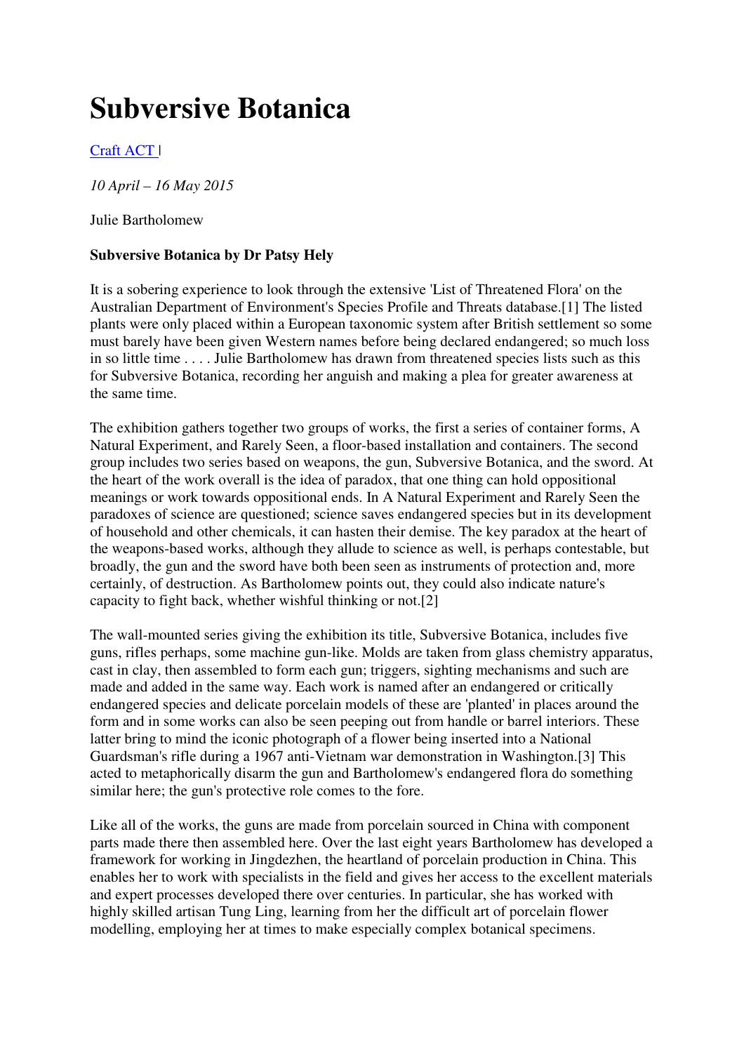# Subversive Botanica

Craft ACT |

*10 April – 16 May 2015*

Julie Bartholomew

**Subversive Botanica by Dr Patsy Hely**

It is a sobering experience to look through the extensive 'List of Threatened Flora' on the Australian Department of Environment's Species Profile and Threats database.[1] The listed plants were only placed within a European taxonomic system after British settlement so some must barely have been given Western names before being declared endangered; so much loss in so little time . . . . Julie Bartholomew has drawn from threatened species lists such as this for Subversive Botanica, recording her anguish and making a plea for greater awareness at the same time.

The exhibition gathers together two groups of works, the first a series of container forms, A Natural Experiment, and Rarely Seen, a floor-based installation and containers. The second group includes two series based on weapons, the gun, Subversive Botanica, and the sword. At the heart of the work overall is the idea of paradox, that one thing can hold oppositional meanings or work towards oppositional ends. In A Natural Experiment and Rarely Seen the paradoxes of science are questioned; science saves endangered species but in its development of household and other chemicals, it can hasten their demise. The key paradox at the heart of the weapons-based works, although they allude to science as well, is perhaps contestable, but broadly, the gun and the sword have both been seen as instruments of protection and, more certainly, of destruction. As Bartholomew points out, they could also indicate nature's capacity to fight back, whether wishful thinking or not.[2]

The wall-mounted series giving the exhibition its title, Subversive Botanica, includes five guns, rifles perhaps, some machine gun-like. Molds are taken from glass chemistry apparatus, cast in clay, then assembled to form each gun; triggers, sighting mechanisms and such are made and added in the same way. Each work is named after an endangered or critically endangered species and delicate porcelain models of these are 'planted' in places around the form and in some works can also be seen peeping out from handle or barrel interiors. These latter bring to mind the iconic photograph of a flower being inserted into a National Guardsman's rifle during a 1967 anti-Vietnam war demonstration in Washington.[3] This acted to metaphorically disarm the gun and Bartholomew's endangered flora do something similar here; the gun's protective role comes to the fore.

Like all of the works, the guns are made from porcelain sourced in China with component parts made there then assembled here. Over the last eight years Bartholomew has developed a framework for working in Jingdezhen, the heartland of porcelain production in China. This enables her to work with specialists in the field and gives her access to the excellent materials and expert processes developed there over centuries. In particular, she has worked with highly skilled artisan Tung Ling, learning from her the difficult art of porcelain flower modelling, employing her at times to make especially complex botanical specimens.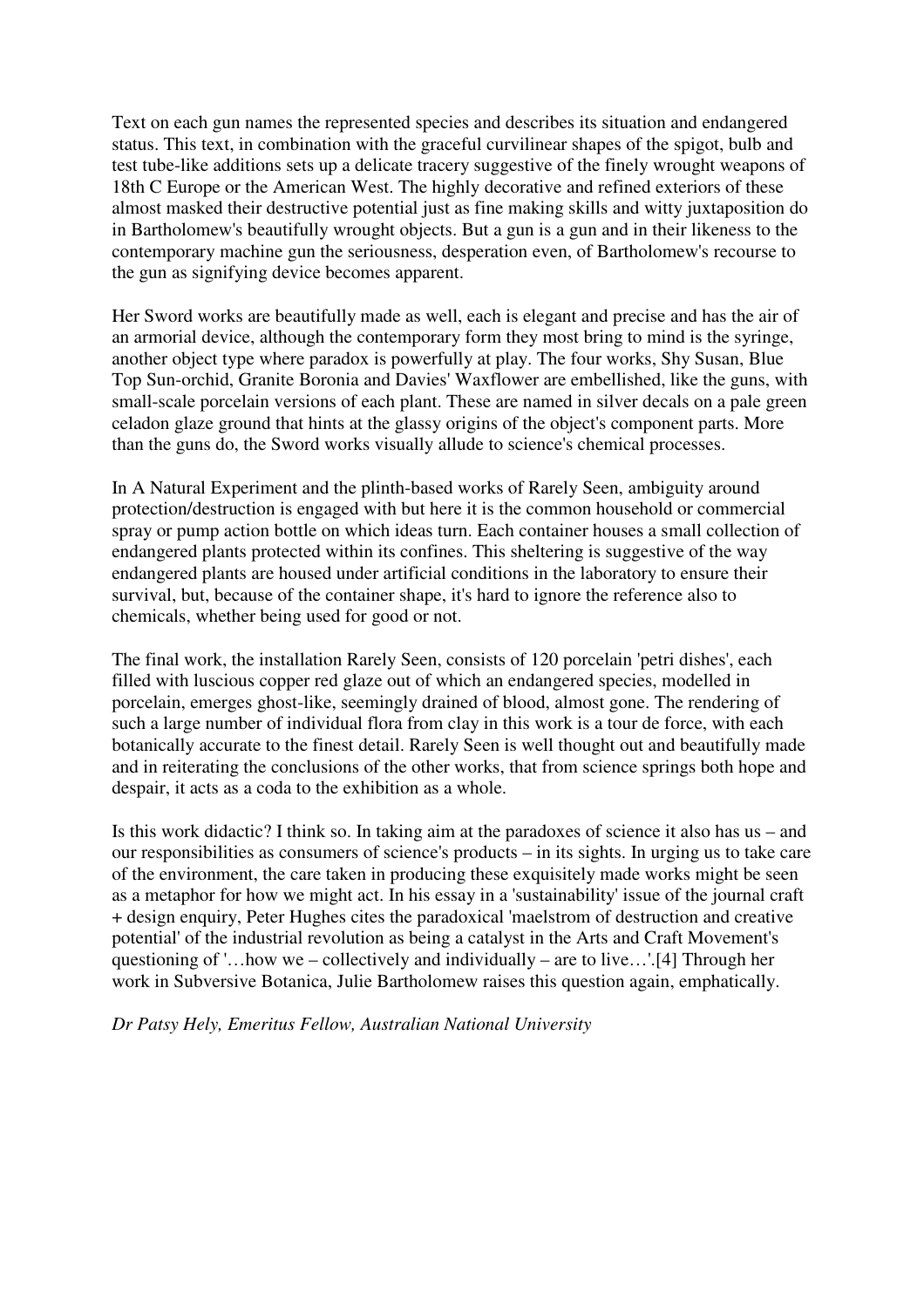Text on each gun names the represented species and describes its situation and endangered status. This text, in combination with the graceful curvilinear shapes of the spigot, bulb and test tube-like additions sets up a delicate tracery suggestive of the finely wrought weapons of 18th C Europe or the American West. The highly decorative and refined exteriors of these almost masked their destructive potential just as fine making skills and witty juxtaposition do in Bartholomew's beautifully wrought objects. But a gun is a gun and in their likeness to the contemporary machine gun the seriousness, desperation even, of Bartholomew's recourse to the gun as signifying device becomes apparent.

Her Sword works are beautifully made as well, each is elegant and precise and has the air of an armorial device, although the contemporary form they most bring to mind is the syringe, another object type where paradox is powerfully at play. The four works, Shy Susan, Blue Top Sun-orchid, Granite Boronia and Davies' Waxflower are embellished, like the guns, with small-scale porcelain versions of each plant. These are named in silver decals on a pale green celadon glaze ground that hints at the glassy origins of the object's component parts. More than the guns do, the Sword works visually allude to science's chemical processes.

In A Natural Experiment and the plinth-based works of Rarely Seen, ambiguity around protection/destruction is engaged with but here it is the common household or commercial spray or pump action bottle on which ideas turn. Each container houses a small collection of endangered plants protected within its confines. This sheltering is suggestive of the way endangered plants are housed under artificial conditions in the laboratory to ensure their survival, but, because of the container shape, it's hard to ignore the reference also to chemicals, whether being used for good or not.

The final work, the installation Rarely Seen, consists of 120 porcelain 'petri dishes', each filled with luscious copper red glaze out of which an endangered species, modelled in porcelain, emerges ghost-like, seemingly drained of blood, almost gone. The rendering of such a large number of individual flora from clay in this work is a tour de force, with each botanically accurate to the finest detail. Rarely Seen is well thought out and beautifully made and in reiterating the conclusions of the other works, that from science springs both hope and despair, it acts as a coda to the exhibition as a whole.

Is this work didactic? I think so. In taking aim at the paradoxes of science it also has us – and our responsibilities as consumers of science's products – in its sights. In urging us to take care of the environment, the care taken in producing these exquisitely made works might be seen as a metaphor for how we might act. In his essay in a 'sustainability' issue of the journal craft + design enquiry, Peter Hughes cites the paradoxical 'maelstrom of destruction and creative potential' of the industrial revolution as being a catalyst in the Arts and Craft Movement's questioning of '…how we – collectively and individually – are to live…'.[4] Through her work in Subversive Botanica, Julie Bartholomew raises this question again, emphatically.

*Dr Patsy Hely, Emeritus Fellow, Australian National University*